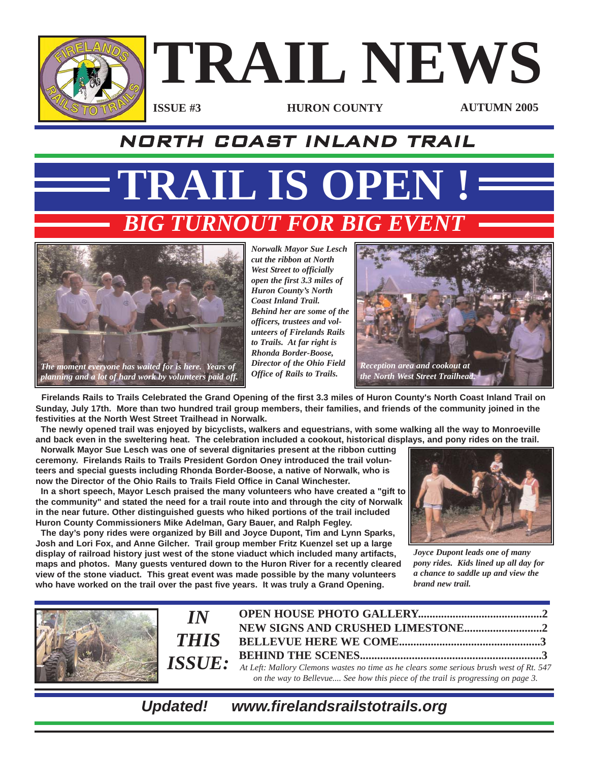# TRAIL NEWS

**ISSUE #3** **HURON COUNTY** **AUTUMN 2005**

## NORTH COAST INLAND TRAIL

# TRAIL IS OPEN !

## *BIG TURNOUT FOR BIG EVENT*

*The moment everyone has waited for is here. Years of planning and a lot of hard work by volunteers paid off.*

***Norwalk Mayor Sue Lesch cut the ribbon at North West Street to officially open the first 3.3 miles of Huron County's North Coast Inland Trail. Behind her are some of the officers, trustees and volunteers of Firelands Rails to Trails. At far right is Rhonda Border-Boose, Director of the Ohio Field Office of Rails to Trails.***

*Reception area and cookout at the North West Street Trailhead.*

**Firelands Rails to Trails Celebrated the Grand Opening of the first 3.3 miles of Huron County's North Coast Inland Trail on Sunday, July 17th. More than two hundred trail group members, their families, and friends of the community joined in the festivities at the North West Street Trailhead in Norwalk.**

**The newly opened trail was enjoyed by bicyclists, walkers and equestrians, with some walking all the way to Monroeville and back even in the sweltering heat. The celebration included a cookout, historical displays, and pony rides on the trail.**

**Norwalk Mayor Sue Lesch was one of several dignitaries present at the ribbon cutting ceremony. Firelands Rails to Trails President Gordon Oney introduced the trail volunteers and special guests including Rhonda Border-Boose, a native of Norwalk, who is now the Director of the Ohio Rails to Trails Field Office in Canal Winchester.**

**In a short speech, Mayor Lesch praised the many volunteers who have created a "gift to the community" and stated the need for a trail route into and through the city of Norwalk in the near future. Other distinguished guests who hiked portions of the trail included Huron County Commissioners Mike Adelman, Gary Bauer, and Ralph Fegley.**

**The day's pony rides were organized by Bill and Joyce Dupont, Tim and Lynn Sparks, Josh and Lori Fox, and Anne Gilcher. Trail group member Fritz Kuenzel set up a large display of railroad history just west of the stone viaduct which included many artifacts, maps and photos. Many guests ventured down to the Huron River for a recently cleared view of the stone viaduct. This great event was made possible by the many volunteers who have worked on the trail over the past five years. It was truly a Grand Opening.**

*Joyce Dupont leads one of many pony rides. Kids lined up all day for a chance to saddle up and view the brand new trail.*

## *IN THIS ISSUE:*

- **OPEN HOUSE PHOTO GALLERY..........2**
- **NEW SIGNS AND CRUSHED LIMESTONE..........2**
- **BELLEVUE HERE WE COME..........3**
- **BEHIND THE SCENES..........3**

*At Left: Mallory Clemons wastes no time as he clears some serious brush west of Rt. 547 on the way to Bellevue.... See how this piece of the trail is progressing on page 3.*

***Updated! www.firelandsrailstotrails.org***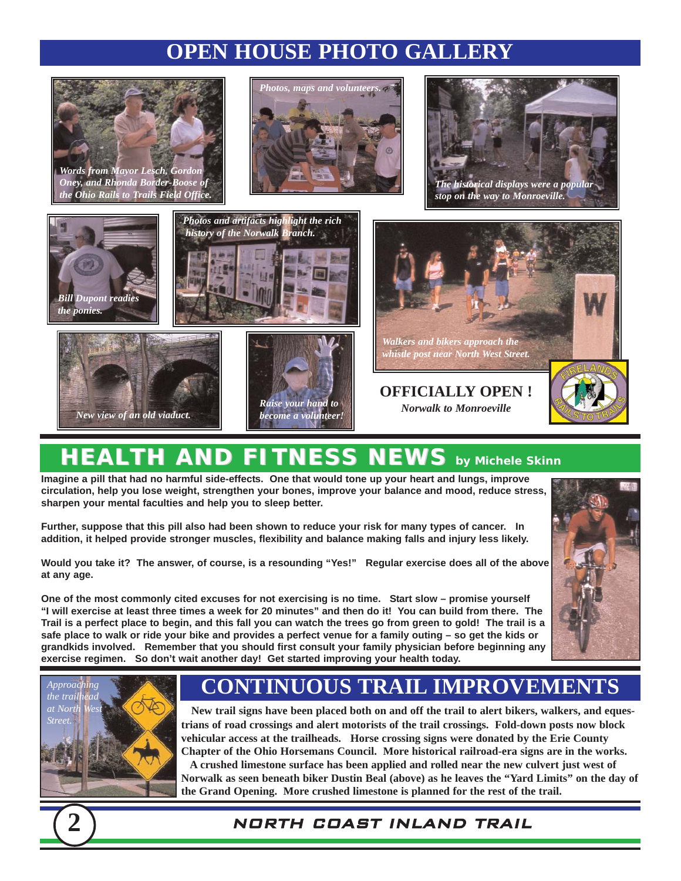# OPEN HOUSE PHOTO GALLERY

*Words from Mayor Lesch, Gordon Oney, and Rhonda Border-Boose of the Ohio Rails to Trails Field Office.*

*Photos, maps and volunteers.*

*The historical displays were a popular stop on the way to Monroeville.*

*Bill Dupont readies the ponies.*

*Photos and artifacts highlight the rich history of the Norwalk Branch.*

*Walkers and bikers approach the whistle post near North West Street.*

*New view of an old viaduct.*

*Raise your hand to become a volunteer!*

**OFFICIALLY OPEN !**

*Norwalk to Monroeville*

FIRELANDS RAILS TO TRAILS

# HEALTH AND FITNESS NEWS by Michele Skinn

**Imagine a pill that had no harmful side-effects. One that would tone up your heart and lungs, improve circulation, help you lose weight, strengthen your bones, improve your balance and mood, reduce stress, sharpen your mental faculties and help you to sleep better.**

**Further, suppose that this pill also had been shown to reduce your risk for many types of cancer. In addition, it helped provide stronger muscles, flexibility and balance making falls and injury less likely.**

**Would you take it? The answer, of course, is a resounding "Yes!" Regular exercise does all of the above at any age.**

**One of the most commonly cited excuses for not exercising is no time. Start slow – promise yourself "I will exercise at least three times a week for 20 minutes" and then do it! You can build from there. The Trail is a perfect place to begin, and this fall you can watch the trees go from green to gold! The trail is a safe place to walk or ride your bike and provides a perfect venue for a family outing – so get the kids or grandkids involved. Remember that you should first consult your family physician before beginning any exercise regimen. So don't wait another day! Get started improving your health today.**

*Approaching the trailhead at North West Street.*

# CONTINUOUS TRAIL IMPROVEMENTS

**New trail signs have been placed both on and off the trail to alert bikers, walkers, and equestrians of road crossings and alert motorists of the trail crossings. Fold-down posts now block vehicular access at the trailheads. Horse crossing signs were donated by the Erie County Chapter of the Ohio Horsemans Council. More historical railroad-era signs are in the works.**

**A crushed limestone surface has been applied and rolled near the new culvert just west of Norwalk as seen beneath biker Dustin Beal (above) as he leaves the "Yard Limits" on the day of the Grand Opening. More crushed limestone is planned for the rest of the trail.**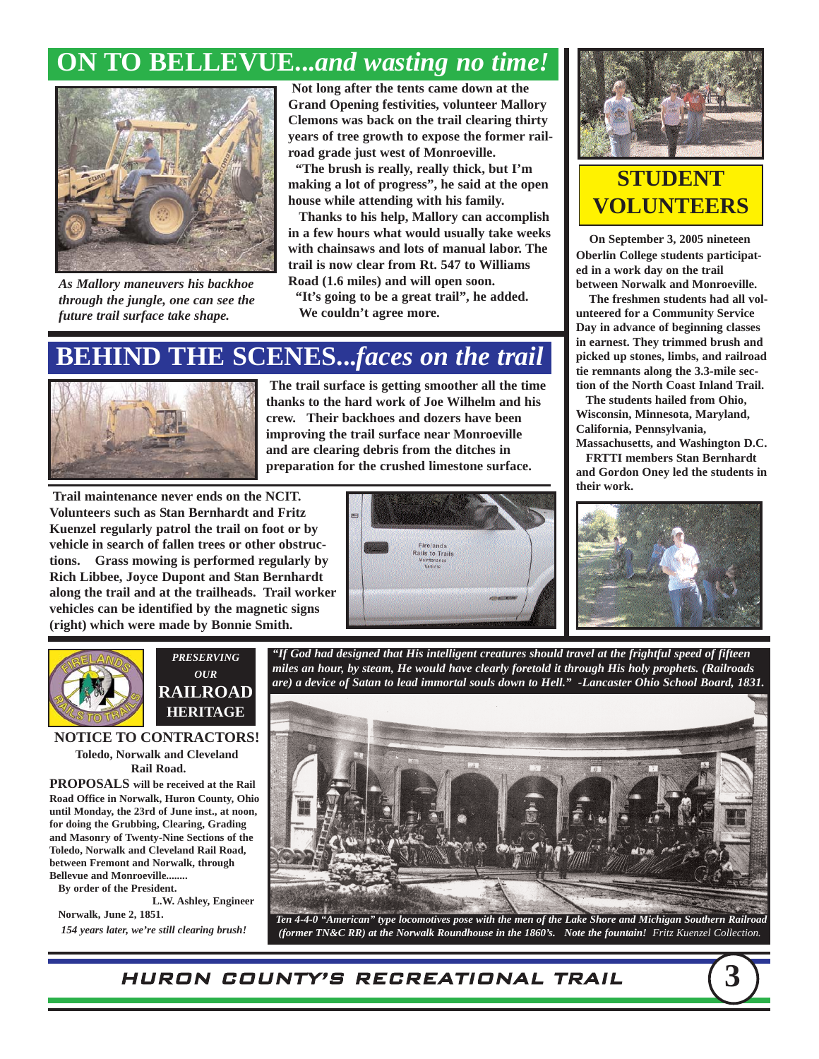## ON TO BELLEVUE...*and wasting no time!*

*As Mallory maneuvers his backhoe through the jungle, one can see the future trail surface take shape.*

**Not long after the tents came down at the Grand Opening festivities, volunteer Mallory Clemons was back on the trail clearing thirty years of tree growth to expose the former railroad grade just west of Monroeville.**

**"The brush is really, really thick, but I'm making a lot of progress", he said at the open house while attending with his family.**

**Thanks to his help, Mallory can accomplish in a few hours what would usually take weeks with chainsaws and lots of manual labor. The trail is now clear from Rt. 547 to Williams Road (1.6 miles) and will open soon.**

**"It's going to be a great trail", he added.**

**We couldn't agree more.**

## BEHIND THE SCENES...*faces on the trail*

**The trail surface is getting smoother all the time thanks to the hard work of Joe Wilhelm and his crew. Their backhoes and dozers have been improving the trail surface near Monroeville and are clearing debris from the ditches in preparation for the crushed limestone surface.**

**Trail maintenance never ends on the NCIT. Volunteers such as Stan Bernhardt and Fritz Kuenzel regularly patrol the trail on foot or by vehicle in search of fallen trees or other obstructions. Grass mowing is performed regularly by Rich Libbee, Joyce Dupont and Stan Bernhardt along the trail and at the trailheads. Trail worker vehicles can be identified by the magnetic signs (right) which were made by Bonnie Smith.**

## STUDENT VOLUNTEERS

**On September 3, 2005 nineteen Oberlin College students participated in a work day on the trail between Norwalk and Monroeville.**

**The freshmen students had all volunteered for a Community Service Day in advance of beginning classes in earnest. They trimmed brush and picked up stones, limbs, and railroad tie remnants along the 3.3-mile section of the North Coast Inland Trail.**

**The students hailed from Ohio, Wisconsin, Minnesota, Maryland, California, Pennsylvania, Massachusetts, and Washington D.C.**

**FRTTI members Stan Bernhardt and Gordon Oney led the students in their work.**

## *PRESERVING OUR* RAILROAD HERITAGE

**NOTICE TO CONTRACTORS!**

**Toledo, Norwalk and Cleveland Rail Road.**

**PROPOSALS will be received at the Rail Road Office in Norwalk, Huron County, Ohio until Monday, the 23rd of June inst., at noon, for doing the Grubbing, Clearing, Grading and Masonry of Twenty-Nine Sections of the Toledo, Norwalk and Cleveland Rail Road, between Fremont and Norwalk, through Bellevue and Monroeville........**

**By order of the President.**

**L.W. Ashley, Engineer**

**Norwalk, June 2, 1851.**

***154 years later, we're still clearing brush!***

***"If God had designed that His intelligent creatures should travel at the frightful speed of fifteen miles an hour, by steam, He would have clearly foretold it through His holy prophets. (Railroads are) a device of Satan to lead immortal souls down to Hell." -Lancaster Ohio School Board, 1831.***

***Ten 4-4-0 "American" type locomotives pose with the men of the Lake Shore and Michigan Southern Railroad (former TN&C RR) at the Norwalk Roundhouse in the 1860's. Note the fountain!*** *Fritz Kuenzel Collection.*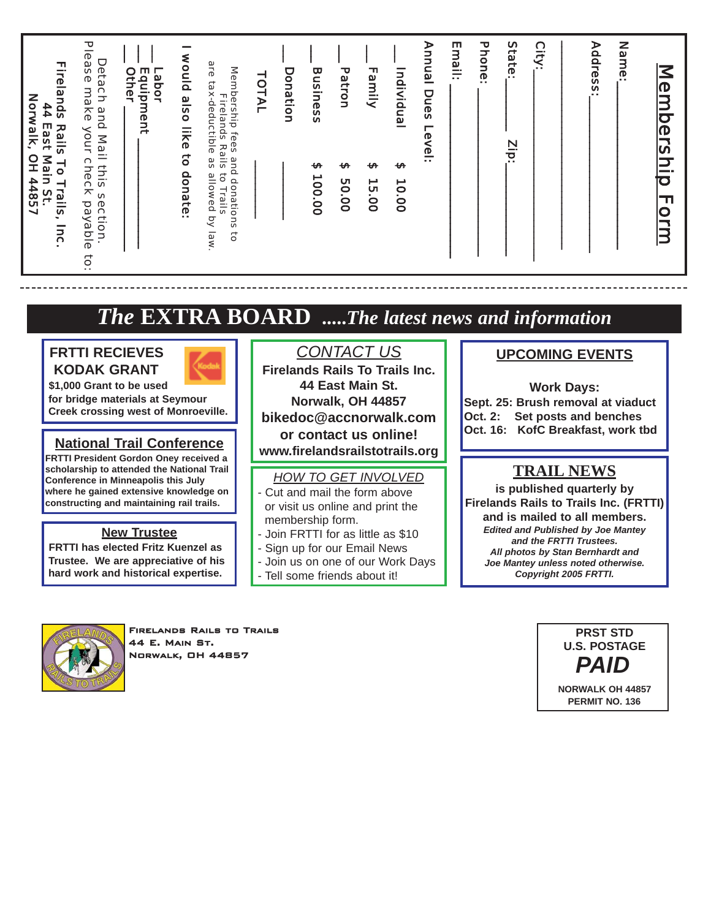## Membership Form

Name: ____________________

Address: ____________________

____________________

City: ____________________

State: ________ Zip: ________

Phone: ____________________

Email: ____________________

Annual Dues Level:

___ Individual $ 10.00

___ Family $ 15.00

___ Patron $ 50.00

___ Business $ 100.00

___ Donation ________

TOTAL ________

Membership fees and donations to Firelands Rails to Trails are tax-deductible as allowed by law.

**I would also like to donate:**

___ Labor

___ Equipment ________

___ Other ________

Detach and Mail this section.
Please make your check payable to:

**Firelands Rails To Trails, Inc.**
**44 East Main St.**
**Norwalk, OH 44857**

---

# *The* EXTRA BOARD *.....The latest news and information*

### FRTTI RECIEVES KODAK GRANT

**$1,000 Grant to be used for bridge materials at Seymour Creek crossing west of Monroeville.**

### National Trail Conference

**FRTTI President Gordon Oney received a scholarship to attended the National Trail Conference in Minneapolis this July where he gained extensive knowledge on constructing and maintaining rail trails.**

### New Trustee

**FRTTI has elected Fritz Kuenzel as Trustee. We are appreciative of his hard work and historical expertise.**

### *CONTACT US*

**Firelands Rails To Trails Inc.**
**44 East Main St.**
**Norwalk, OH 44857**
**bikedoc@accnorwalk.com**
**or contact us online!**
**www.firelandsrailstotrails.org**

### *HOW TO GET INVOLVED*

- Cut and mail the form above or visit us online and print the membership form.
- Join FRTTI for as little as $10
- Sign up for our Email News
- Join us on one of our Work Days
- Tell some friends about it!

### UPCOMING EVENTS

**Work Days:**

**Sept. 25: Brush removal at viaduct**
**Oct. 2: Set posts and benches**
**Oct. 16: KofC Breakfast, work tbd**

### TRAIL NEWS

**is published quarterly by Firelands Rails to Trails Inc. (FRTTI) and is mailed to all members.**

***Edited and Published by Joe Mantey and the FRTTI Trustees.***
***All photos by Stan Bernhardt and Joe Mantey unless noted otherwise.***
***Copyright 2005 FRTTI.***

---

FIRELANDS RAILS TO TRAILS
44 E. MAIN ST.
NORWALK, OH 44857

PRST STD
U.S. POSTAGE
**PAID**
NORWALK OH 44857
PERMIT NO. 136